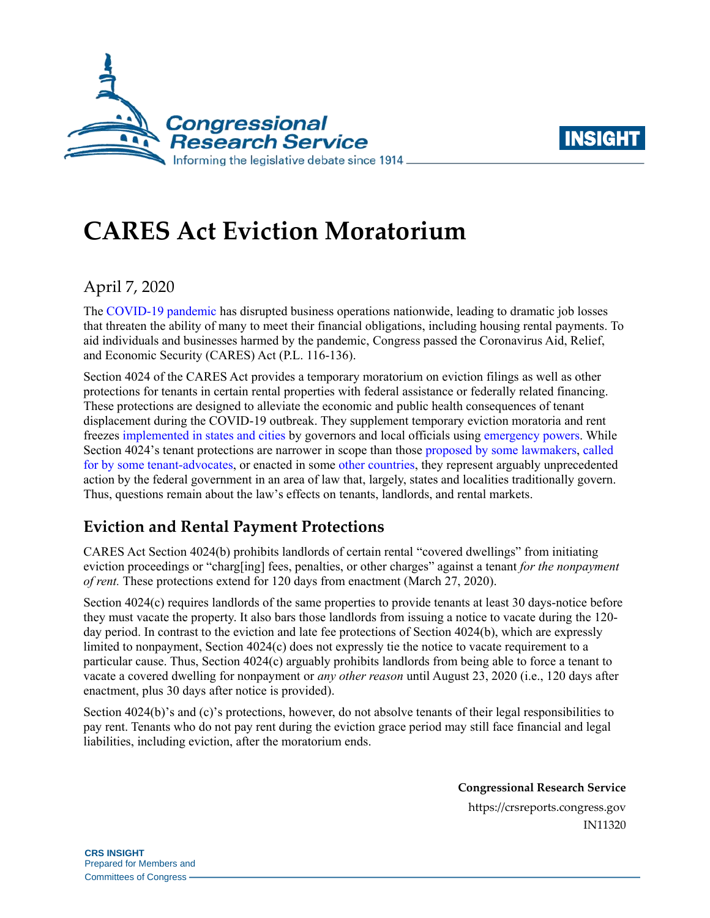# CARES Act Eviction Moratorium

April 7, 2020

The COVID-19 pandemic has disrupted business operations nationwide, leading to dramatic job losses that threaten the ability of many to meet their financial obligations, including housing rental payments. To aid individuals and businesses harmed by the pandemic, Congress passed the Coronavirus Aid, Relief, and Economic Security (CARES) Act (P.L. 116-136).

Section 4024 of the CARES Act provides a temporary moratorium on eviction filings as well as other protections for tenants in certain rental properties with federal assistance or federally related financing. These protections are designed to alleviate the economic and public health consequences of tenant displacement during the COVID-19 outbreak. They supplement temporary eviction moratoria and rent freezes implemented in states and cities by governors and local officials using emergency powers. While Section 4024's tenant protections are narrower in scope than those proposed by some lawmakers, called for by some tenant-advocates, or enacted in some other countries, they represent arguably unprecedented action by the federal government in an area of law that, largely, states and localities traditionally govern. Thus, questions remain about the law's effects on tenants, landlords, and rental markets.

## Eviction and Rental Payment Protections

CARES Act Section 4024(b) prohibits landlords of certain rental "covered dwellings" from initiating eviction proceedings or "charg[ing] fees, penalties, or other charges" against a tenant *for the nonpayment of rent.* These protections extend for 120 days from enactment (March 27, 2020).

Section 4024(c) requires landlords of the same properties to provide tenants at least 30 days-notice before they must vacate the property. It also bars those landlords from issuing a notice to vacate during the 120-day period. In contrast to the eviction and late fee protections of Section 4024(b), which are expressly limited to nonpayment, Section 4024(c) does not expressly tie the notice to vacate requirement to a particular cause. Thus, Section 4024(c) arguably prohibits landlords from being able to force a tenant to vacate a covered dwelling for nonpayment or *any other reason* until August 23, 2020 (i.e., 120 days after enactment, plus 30 days after notice is provided).

Section 4024(b)'s and (c)'s protections, however, do not absolve tenants of their legal responsibilities to pay rent. Tenants who do not pay rent during the eviction grace period may still face financial and legal liabilities, including eviction, after the moratorium ends.

**Congressional Research Service**

https://crsreports.congress.gov

IN11320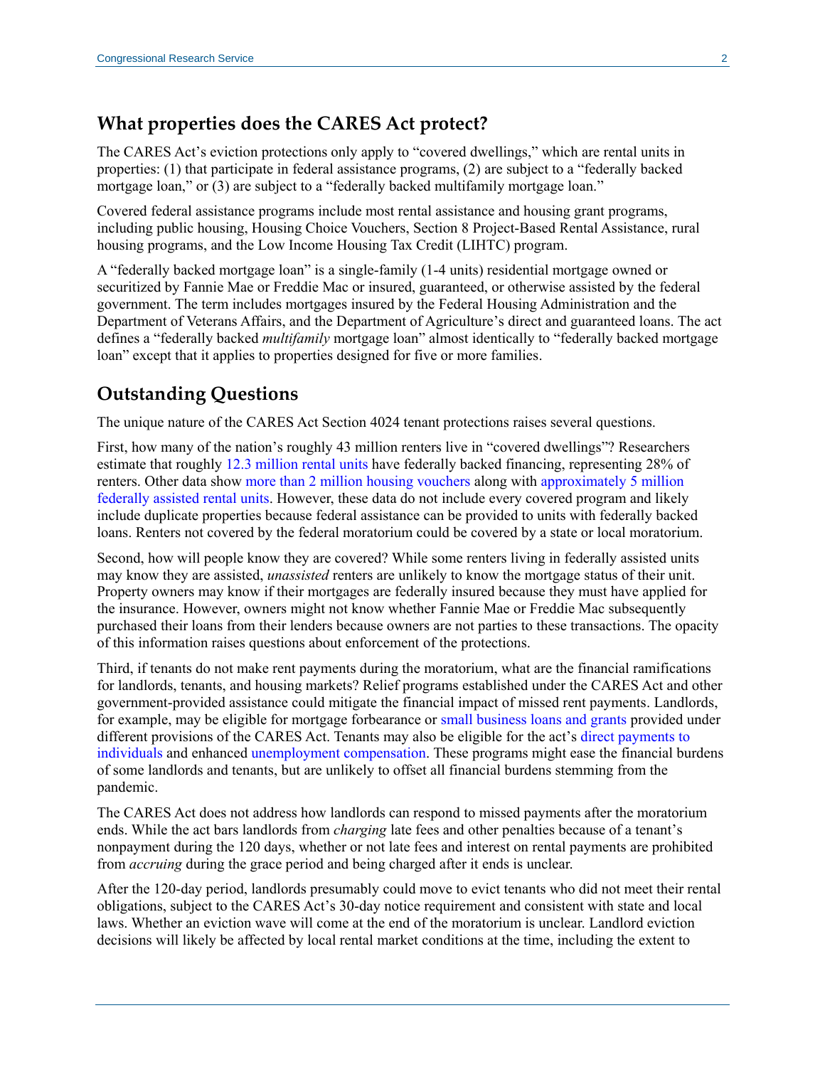## What properties does the CARES Act protect?

The CARES Act's eviction protections only apply to "covered dwellings," which are rental units in properties: (1) that participate in federal assistance programs, (2) are subject to a "federally backed mortgage loan," or (3) are subject to a "federally backed multifamily mortgage loan."

Covered federal assistance programs include most rental assistance and housing grant programs, including public housing, Housing Choice Vouchers, Section 8 Project-Based Rental Assistance, rural housing programs, and the Low Income Housing Tax Credit (LIHTC) program.

A "federally backed mortgage loan" is a single-family (1-4 units) residential mortgage owned or securitized by Fannie Mae or Freddie Mac or insured, guaranteed, or otherwise assisted by the federal government. The term includes mortgages insured by the Federal Housing Administration and the Department of Veterans Affairs, and the Department of Agriculture's direct and guaranteed loans. The act defines a "federally backed *multifamily* mortgage loan" almost identically to "federally backed mortgage loan" except that it applies to properties designed for five or more families.

## Outstanding Questions

The unique nature of the CARES Act Section 4024 tenant protections raises several questions.

First, how many of the nation's roughly 43 million renters live in "covered dwellings"? Researchers estimate that roughly 12.3 million rental units have federally backed financing, representing 28% of renters. Other data show more than 2 million housing vouchers along with approximately 5 million federally assisted rental units. However, these data do not include every covered program and likely include duplicate properties because federal assistance can be provided to units with federally backed loans. Renters not covered by the federal moratorium could be covered by a state or local moratorium.

Second, how will people know they are covered? While some renters living in federally assisted units may know they are assisted, *unassisted* renters are unlikely to know the mortgage status of their unit. Property owners may know if their mortgages are federally insured because they must have applied for the insurance. However, owners might not know whether Fannie Mae or Freddie Mac subsequently purchased their loans from their lenders because owners are not parties to these transactions. The opacity of this information raises questions about enforcement of the protections.

Third, if tenants do not make rent payments during the moratorium, what are the financial ramifications for landlords, tenants, and housing markets? Relief programs established under the CARES Act and other government-provided assistance could mitigate the financial impact of missed rent payments. Landlords, for example, may be eligible for mortgage forbearance or small business loans and grants provided under different provisions of the CARES Act. Tenants may also be eligible for the act's direct payments to individuals and enhanced unemployment compensation. These programs might ease the financial burdens of some landlords and tenants, but are unlikely to offset all financial burdens stemming from the pandemic.

The CARES Act does not address how landlords can respond to missed payments after the moratorium ends. While the act bars landlords from *charging* late fees and other penalties because of a tenant's nonpayment during the 120 days, whether or not late fees and interest on rental payments are prohibited from *accruing* during the grace period and being charged after it ends is unclear.

After the 120-day period, landlords presumably could move to evict tenants who did not meet their rental obligations, subject to the CARES Act's 30-day notice requirement and consistent with state and local laws. Whether an eviction wave will come at the end of the moratorium is unclear. Landlord eviction decisions will likely be affected by local rental market conditions at the time, including the extent to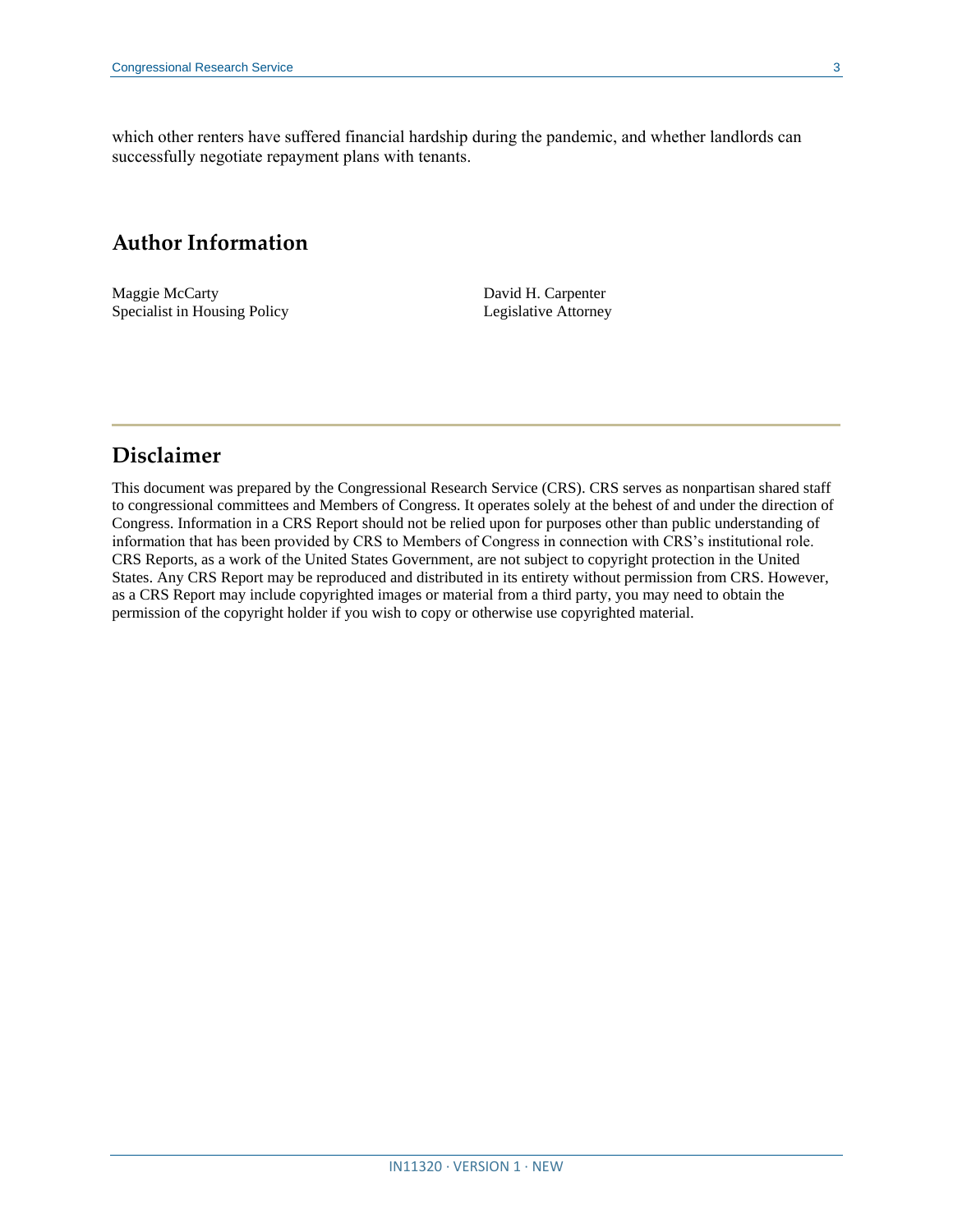which other renters have suffered financial hardship during the pandemic, and whether landlords can successfully negotiate repayment plans with tenants.

## Author Information

Maggie McCarty
Specialist in Housing Policy

David H. Carpenter
Legislative Attorney

## Disclaimer

This document was prepared by the Congressional Research Service (CRS). CRS serves as nonpartisan shared staff to congressional committees and Members of Congress. It operates solely at the behest of and under the direction of Congress. Information in a CRS Report should not be relied upon for purposes other than public understanding of information that has been provided by CRS to Members of Congress in connection with CRS's institutional role. CRS Reports, as a work of the United States Government, are not subject to copyright protection in the United States. Any CRS Report may be reproduced and distributed in its entirety without permission from CRS. However, as a CRS Report may include copyrighted images or material from a third party, you may need to obtain the permission of the copyright holder if you wish to copy or otherwise use copyrighted material.